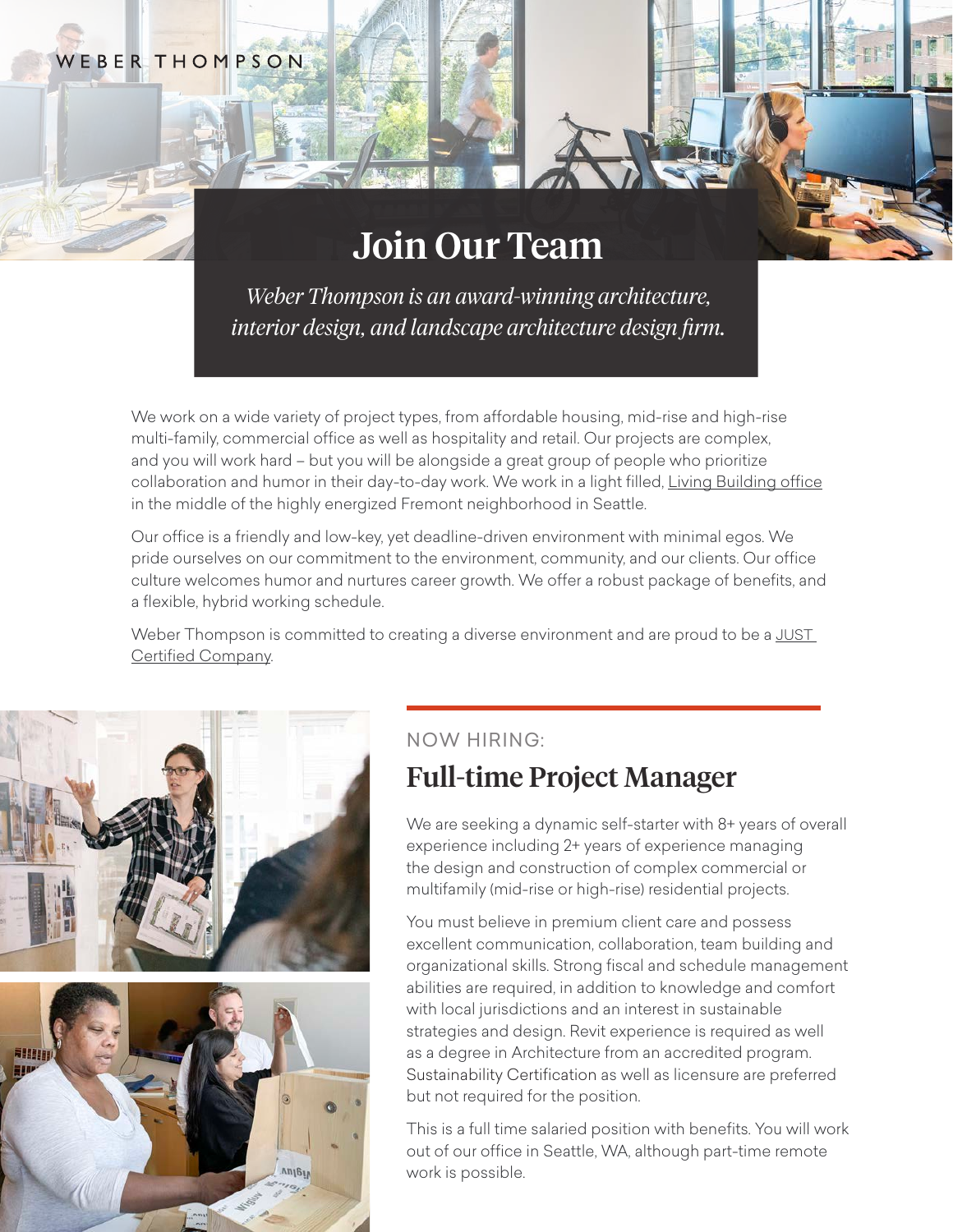WEBER THOMPSON

# Join Our Team

*Weber Thompson is an award-winning architecture, interior design, and landscape architecture design firm.*

We work on a wide variety of project types, from affordable housing, mid-rise and high-rise multi-family, commercial office as well as hospitality and retail. Our projects are complex, and you will work hard – but you will be alongside a great group of people who prioritize collaboration and humor in their day-to-day work. We work in a light filled, Living Building office in the middle of the highly energized Fremont neighborhood in Seattle.

Our office is a friendly and low-key, yet deadline-driven environment with minimal egos. We pride ourselves on our commitment to the environment, community, and our clients. Our office culture welcomes humor and nurtures career growth. We offer a robust package of benefits, and a flexible, hybrid working schedule.

Weber Thompson is committed to creating a diverse environment and are proud to be a JUST Certified Company.

NOW HIRING:

## Full-time Project Manager

We are seeking a dynamic self-starter with 8+ years of overall experience including 2+ years of experience managing the design and construction of complex commercial or multifamily (mid-rise or high-rise) residential projects.

You must believe in premium client care and possess excellent communication, collaboration, team building and organizational skills. Strong fiscal and schedule management abilities are required, in addition to knowledge and comfort with local jurisdictions and an interest in sustainable strategies and design. Revit experience is required as well as a degree in Architecture from an accredited program. Sustainability Certification as well as licensure are preferred but not required for the position.

This is a full time salaried position with benefits. You will work out of our office in Seattle, WA, although part-time remote work is possible.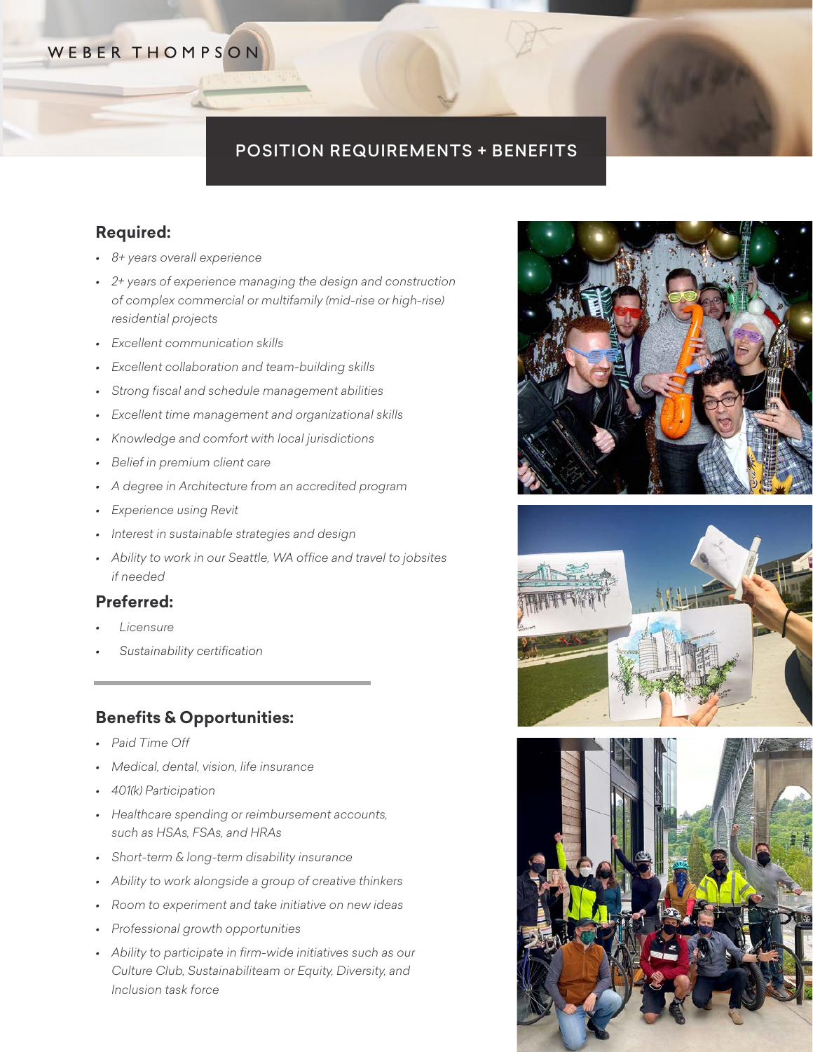WEBER THOMPSON

## POSITION REQUIREMENTS + BENEFITS

### Required:

- *8+ years overall experience*
- *2+ years of experience managing the design and construction of complex commercial or multifamily (mid-rise or high-rise) residential projects*
- *Excellent communication skills*
- *Excellent collaboration and team-building skills*
- *Strong fiscal and schedule management abilities*
- *Excellent time management and organizational skills*
- *Knowledge and comfort with local jurisdictions*
- *Belief in premium client care*
- *A degree in Architecture from an accredited program*
- *Experience using Revit*
- *Interest in sustainable strategies and design*
- *Ability to work in our Seattle, WA office and travel to jobsites if needed*

### Preferred:

- *Licensure*
- *Sustainability certification*

### Benefits & Opportunities:

- *Paid Time Off*
- *Medical, dental, vision, life insurance*
- *401(k) Participation*
- *Healthcare spending or reimbursement accounts, such as HSAs, FSAs, and HRAs*
- *Short-term & long-term disability insurance*
- *Ability to work alongside a group of creative thinkers*
- *Room to experiment and take initiative on new ideas*
- *Professional growth opportunities*
- *Ability to participate in firm-wide initiatives such as our Culture Club, Sustainabiliteam or Equity, Diversity, and Inclusion task force*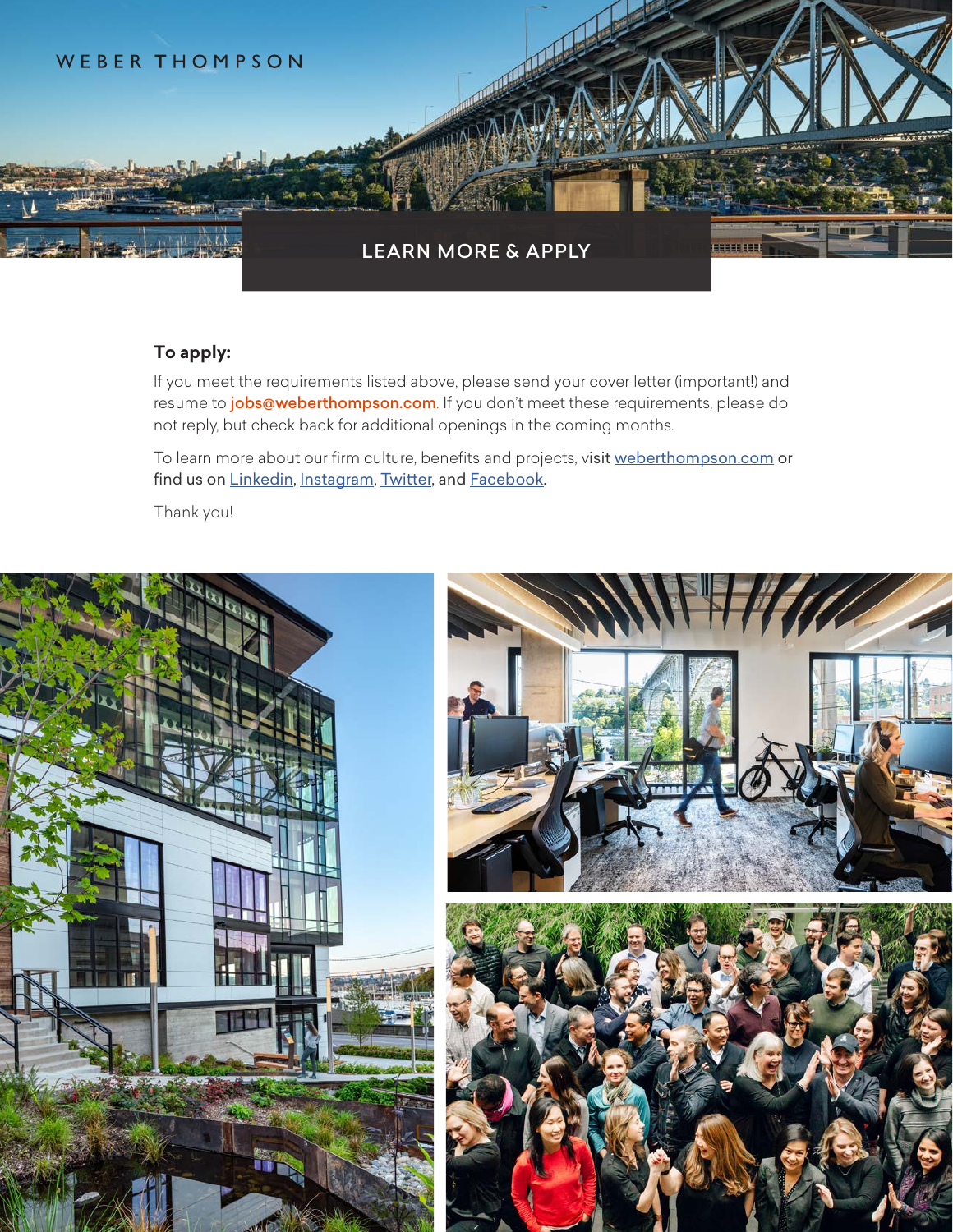WEBER THOMPSON

## LEARN MORE & APPLY

**To apply:**

If you meet the requirements listed above, please send your cover letter (important!) and resume to **jobs@weberthompson.com**. If you don't meet these requirements, please do not reply, but check back for additional openings in the coming months.

To learn more about our firm culture, benefits and projects, visit [weberthompson.com]() or find us on [Linkedin](), [Instagram](), [Twitter](), and [Facebook]().

Thank you!